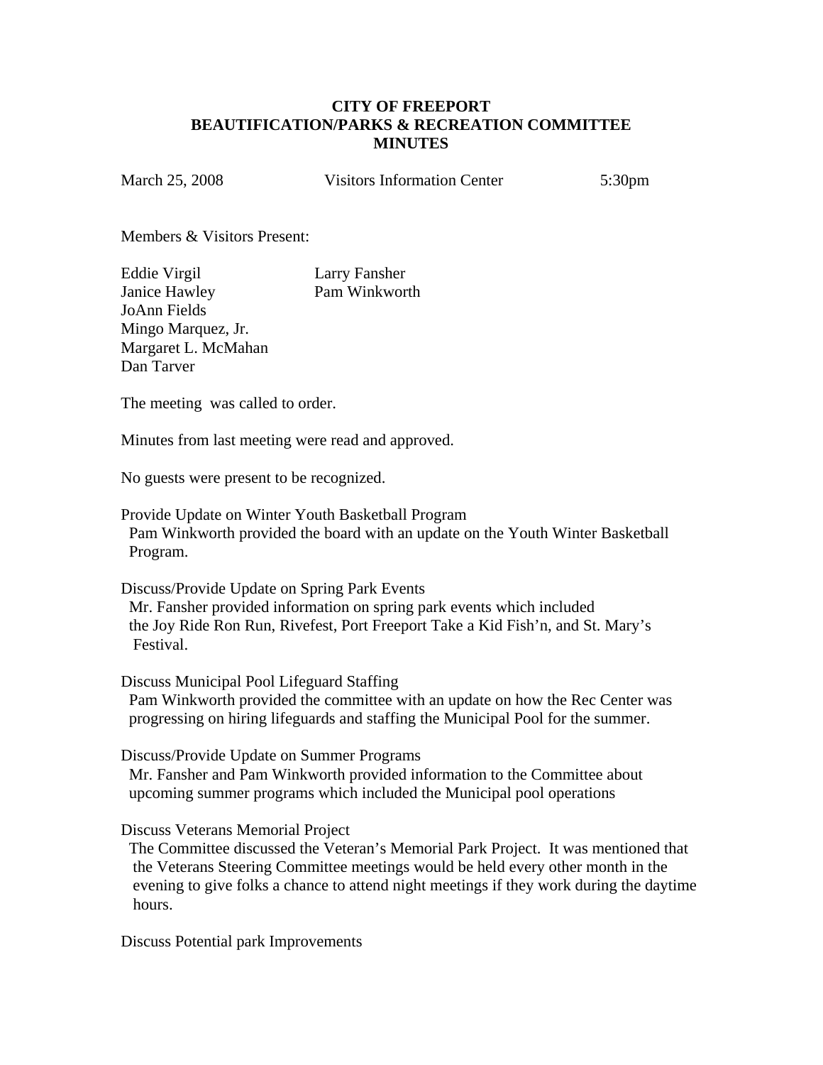**CITY OF FREEPORT**
**BEAUTIFICATION/PARKS & RECREATION COMMITTEE**
**MINUTES**

March 25, 2008 Visitors Information Center 5:30pm

Members & Visitors Present:

| | |
|---|---|
| Eddie Virgil | Larry Fansher |
| Janice Hawley | Pam Winkworth |
| JoAnn Fields | |
| Mingo Marquez, Jr. | |
| Margaret L. McMahan | |
| Dan Tarver | |

The meeting was called to order.

Minutes from last meeting were read and approved.

No guests were present to be recognized.

Provide Update on Winter Youth Basketball Program
Pam Winkworth provided the board with an update on the Youth Winter Basketball Program.

Discuss/Provide Update on Spring Park Events
Mr. Fansher provided information on spring park events which included the Joy Ride Ron Run, Rivefest, Port Freeport Take a Kid Fish'n, and St. Mary's Festival.

Discuss Municipal Pool Lifeguard Staffing
Pam Winkworth provided the committee with an update on how the Rec Center was progressing on hiring lifeguards and staffing the Municipal Pool for the summer.

Discuss/Provide Update on Summer Programs
Mr. Fansher and Pam Winkworth provided information to the Committee about upcoming summer programs which included the Municipal pool operations

Discuss Veterans Memorial Project
The Committee discussed the Veteran's Memorial Park Project. It was mentioned that the Veterans Steering Committee meetings would be held every other month in the evening to give folks a chance to attend night meetings if they work during the daytime hours.

Discuss Potential park Improvements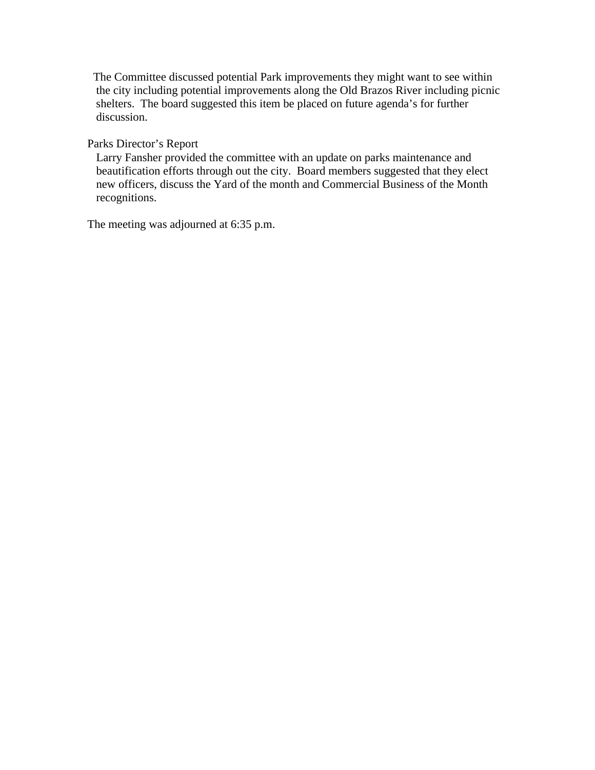The Committee discussed potential Park improvements they might want to see within the city including potential improvements along the Old Brazos River including picnic shelters. The board suggested this item be placed on future agenda's for further discussion.

Parks Director's Report

Larry Fansher provided the committee with an update on parks maintenance and beautification efforts through out the city. Board members suggested that they elect new officers, discuss the Yard of the month and Commercial Business of the Month recognitions.

The meeting was adjourned at 6:35 p.m.